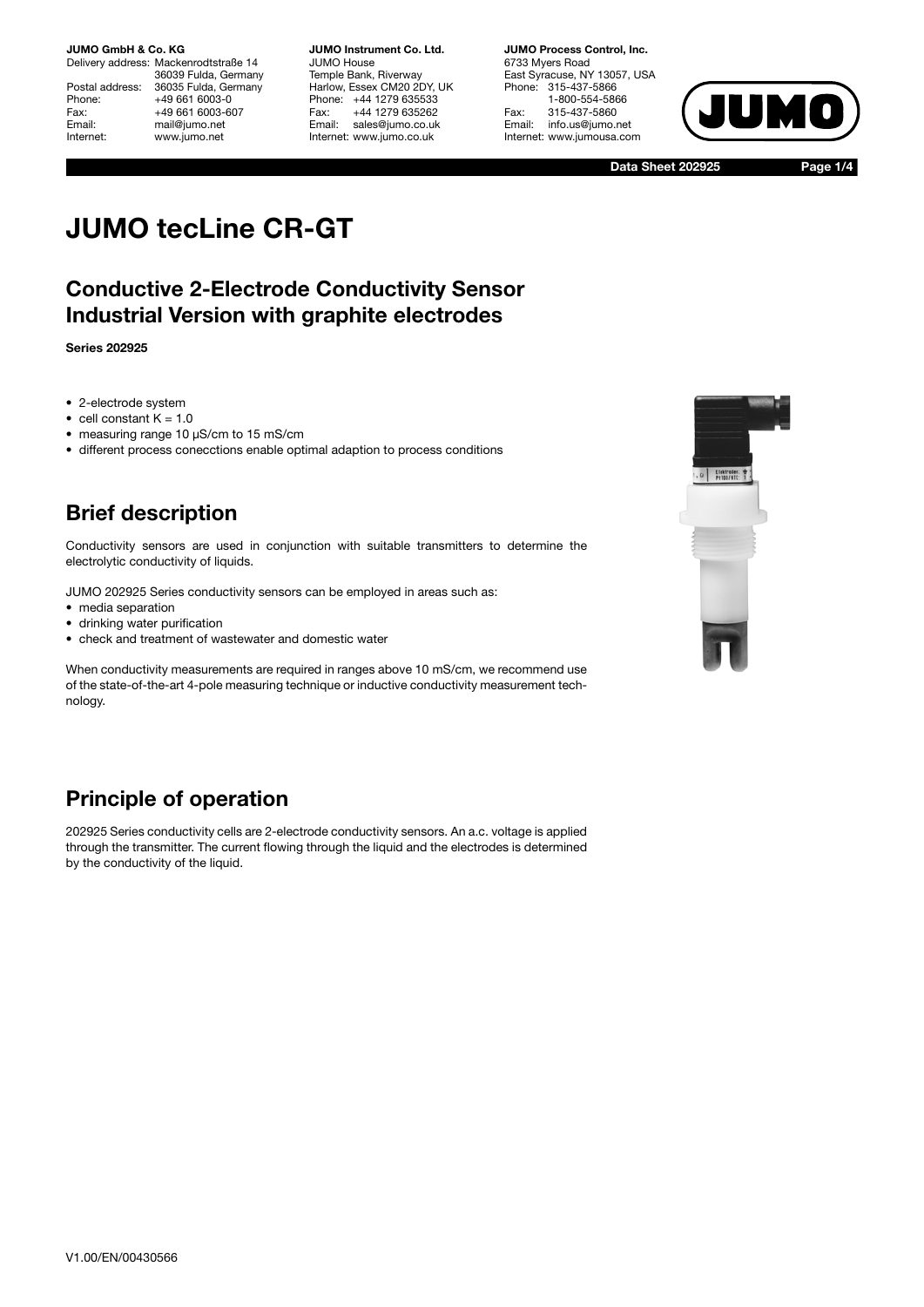**JUMO GmbH & Co. KG**
Delivery address: Mackenrodtstraße 14
36039 Fulda, Germany
Postal address: 36035 Fulda, Germany
Phone: +49 661 6003-0
Fax: +49 661 6003-607
Email: mail@jumo.net
Internet: www.jumo.net

**JUMO Instrument Co. Ltd.**
JUMO House
Temple Bank, Riverway
Harlow, Essex CM20 2DY, UK
Phone: +44 1279 635533
Fax: +44 1279 635262
Email: sales@jumo.co.uk
Internet: www.jumo.co.uk

**JUMO Process Control, Inc.**
6733 Myers Road
East Syracuse, NY 13057, USA
Phone: 315-437-5866
1-800-554-5866
Fax: 315-437-5860
Email: info.us@jumo.net
Internet: www.jumousa.com

**Data Sheet 202925**

# JUMO tecLine CR-GT

## Conductive 2-Electrode Conductivity Sensor Industrial Version with graphite electrodes

**Series 202925**

- 2-electrode system
- cell constant K = 1.0
- measuring range 10 µS/cm to 15 mS/cm
- different process conecctions enable optimal adaption to process conditions

## Brief description

Conductivity sensors are used in conjunction with suitable transmitters to determine the electrolytic conductivity of liquids.

JUMO 202925 Series conductivity sensors can be employed in areas such as:

- media separation
- drinking water purification
- check and treatment of wastewater and domestic water

When conductivity measurements are required in ranges above 10 mS/cm, we recommend use of the state-of-the-art 4-pole measuring technique or inductive conductivity measurement technology.

## Principle of operation

202925 Series conductivity cells are 2-electrode conductivity sensors. An a.c. voltage is applied through the transmitter. The current flowing through the liquid and the electrodes is determined by the conductivity of the liquid.

V1.00/EN/00430566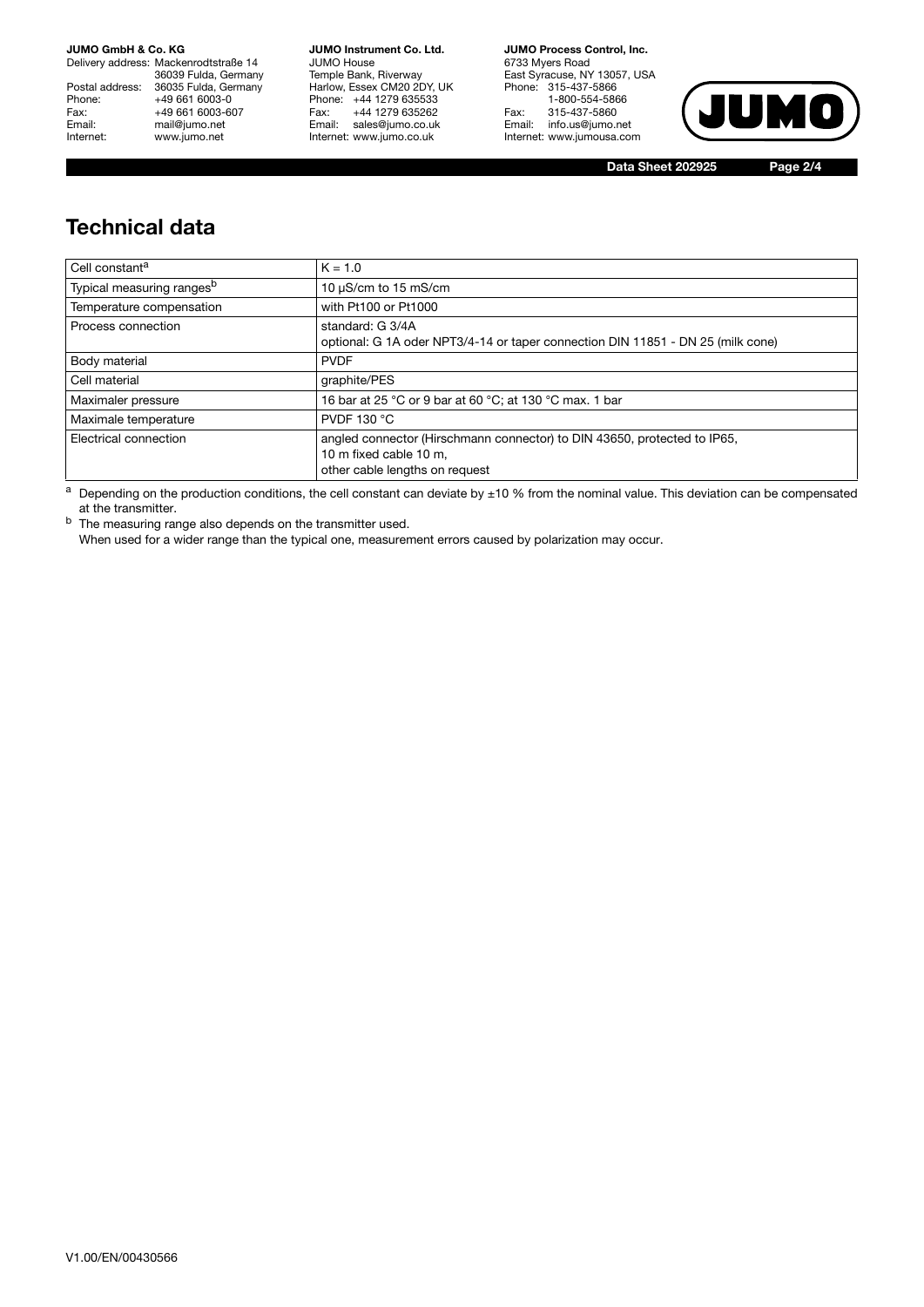## Technical data

| Cell constant[a] | $K = 1.0$ |
|---|---|
| Typical measuring ranges[b] | 10 µS/cm to 15 mS/cm |
| Temperature compensation | with Pt100 or Pt1000 |
| Process connection | standard: G 3/4A<br>optional: G 1A oder NPT3/4-14 or taper connection DIN 11851 - DN 25 (milk cone) |
| Body material | PVDF |
| Cell material | graphite/PES |
| Maximaler pressure | 16 bar at 25 °C or 9 bar at 60 °C; at 130 °C max. 1 bar |
| Maximale temperature | PVDF 130 °C |
| Electrical connection | angled connector (Hirschmann connector) to DIN 43650, protected to IP65,<br>10 m fixed cable 10 m,<br>other cable lengths on request |

[a] Depending on the production conditions, the cell constant can deviate by ±10 % from the nominal value. This deviation can be compensated at the transmitter.

[b] The measuring range also depends on the transmitter used.
When used for a wider range than the typical one, measurement errors caused by polarization may occur.

V1.00/EN/00430566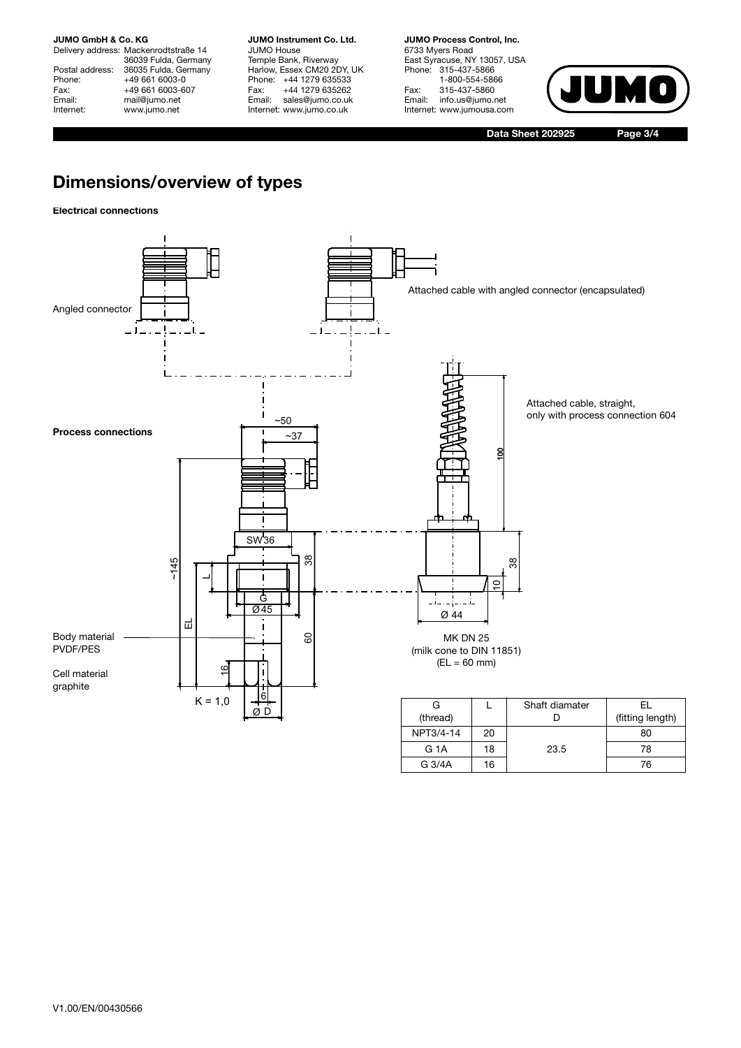# Dimensions/overview of types

**Electrical connections**

Angled connector

Attached cable with angled connector (encapsulated)

Attached cable, straight, only with process connection 604

**Process connections**

~50

~37

SW36

~145

L

38

G

Ø45

EL

60

16

6

Ø D

K = 1,0

100

38

10

Ø 44

Body material PVDF/PES

Cell material graphite

MK DN 25
(milk cone to DIN 11851)
(EL = 60 mm)

| G (thread) | L | Shaft diamater D | EL (fitting length) |
| --- | --- | --- | --- |
| NPT3/4-14 | 20 | 23.5 | 80 |
| G 1A | 18 | | 78 |
| G 3/4A | 16 | | 76 |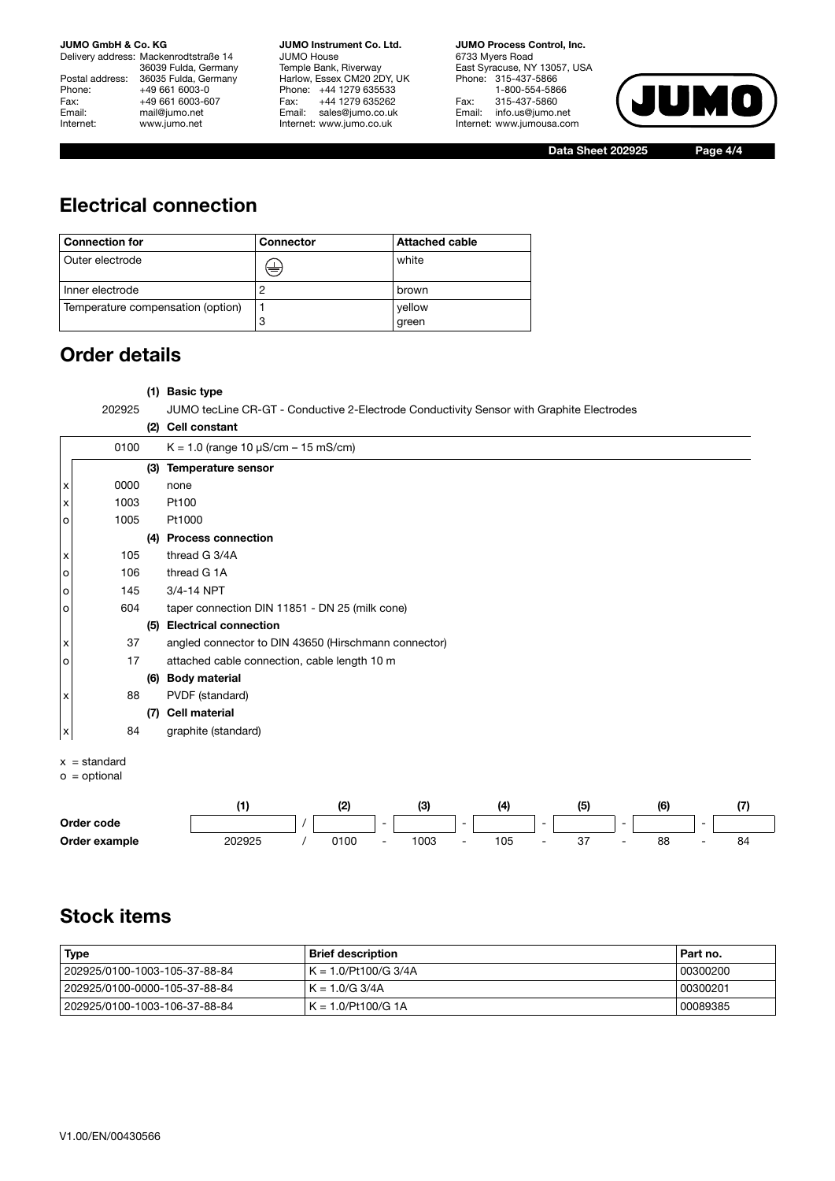## Electrical connection

| Connection for | Connector | Attached cable |
|---|---|---|
| Outer electrode | ⏚ | white |
| Inner electrode | 2 | brown |
| Temperature compensation (option) | 1<br>3 | yellow<br>green |

## Order details

| | Code | | Description |
|---|---|---|---|
| | | (1) | **Basic type** |
| | 202925 | | JUMO tecLine CR-GT - Conductive 2-Electrode Conductivity Sensor with Graphite Electrodes |
| | | (2) | **Cell constant** |
| | 0100 | | K = 1.0 (range 10 µS/cm – 15 mS/cm) |
| | | (3) | **Temperature sensor** |
| x | 0000 | | none |
| x | 1003 | | Pt100 |
| o | 1005 | | Pt1000 |
| | | (4) | **Process connection** |
| x | 105 | | thread G 3/4A |
| o | 106 | | thread G 1A |
| o | 145 | | 3/4-14 NPT |
| o | 604 | | taper connection DIN 11851 - DN 25 (milk cone) |
| | | (5) | **Electrical connection** |
| x | 37 | | angled connector to DIN 43650 (Hirschmann connector) |
| o | 17 | | attached cable connection, cable length 10 m |
| | | (6) | **Body material** |
| x | 88 | | PVDF (standard) |
| | | (7) | **Cell material** |
| x | 84 | | graphite (standard) |

x = standard
o = optional

| | (1) | | (2) | | (3) | | (4) | | (5) | | (6) | | (7) |
|---|---|---|---|---|---|---|---|---|---|---|---|---|---|
| **Order code** | | / | | - | | - | | - | | - | | - | |
| **Order example** | 202925 | / | 0100 | - | 1003 | - | 105 | - | 37 | - | 88 | - | 84 |

## Stock items

| Type | Brief description | Part no. |
|---|---|---|
| 202925/0100-1003-105-37-88-84 | K = 1.0/Pt100/G 3/4A | 00300200 |
| 202925/0100-0000-105-37-88-84 | K = 1.0/G 3/4A | 00300201 |
| 202925/0100-1003-106-37-88-84 | K = 1.0/Pt100/G 1A | 00089385 |

V1.00/EN/00430566